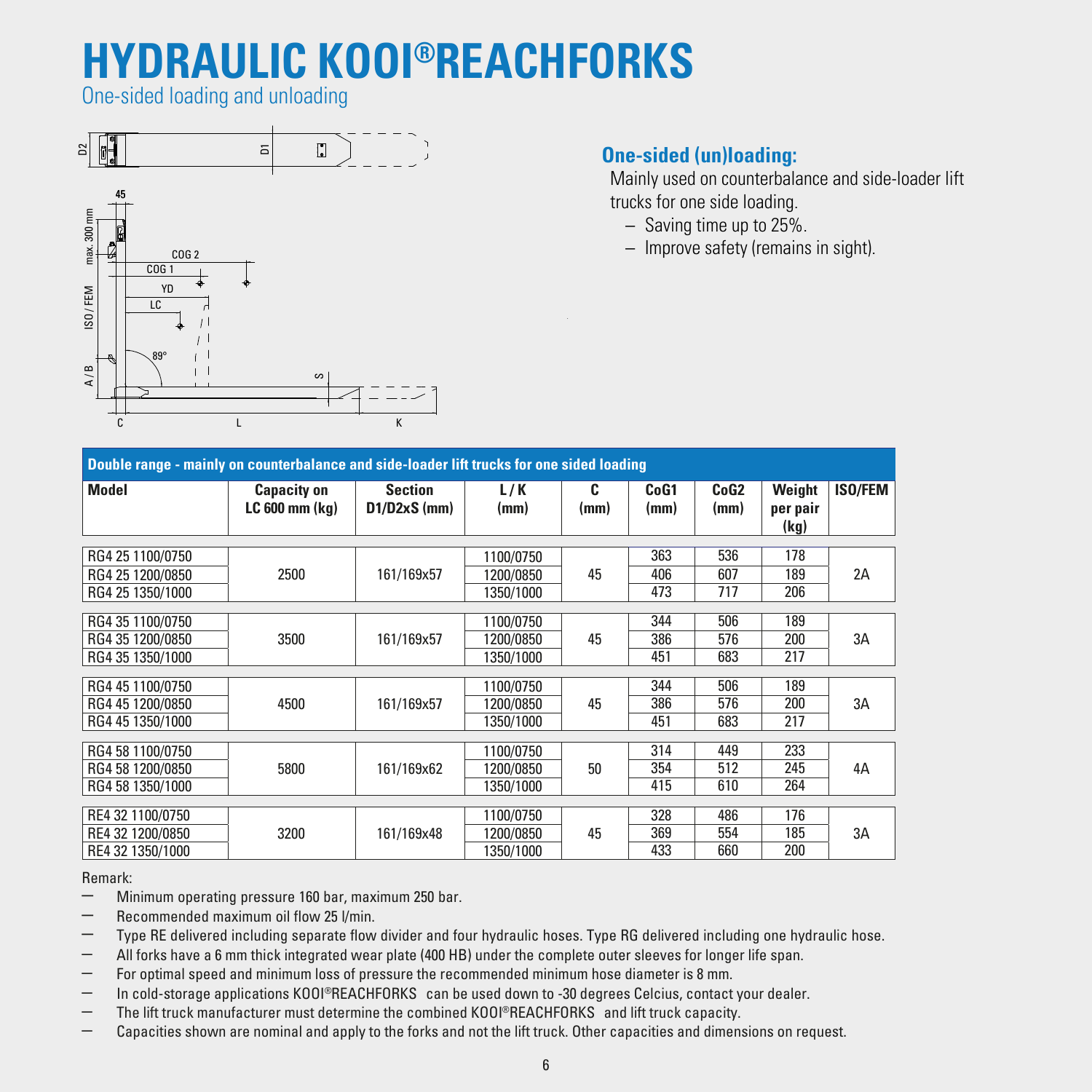# HYDRAULIC KOOI®REACHFORKS

One-sided loading and unloading

## One-sided (un)loading:

Mainly used on counterbalance and side-loader lift trucks for one side loading.

- Saving time up to 25%.
- Improve safety (remains in sight).

| Double range - mainly on counterbalance and side-loader lift trucks for one sided loading | | | | | | | | |
|---|---|---|---|---|---|---|---|---|
| **Model** | **Capacity on LC 600 mm (kg)** | **Section D1/D2xS (mm)** | **L / K (mm)** | **C (mm)** | **CoG1 (mm)** | **CoG2 (mm)** | **Weight per pair (kg)** | **ISO/FEM** |
| RG4 25 1100/0750 | 2500 | 161/169x57 | 1100/0750 | 45 | 363 | 536 | 178 | 2A |
| RG4 25 1200/0850 | | | 1200/0850 | | 406 | 607 | 189 | |
| RG4 25 1350/1000 | | | 1350/1000 | | 473 | 717 | 206 | |
| RG4 35 1100/0750 | 3500 | 161/169x57 | 1100/0750 | 45 | 344 | 506 | 189 | 3A |
| RG4 35 1200/0850 | | | 1200/0850 | | 386 | 576 | 200 | |
| RG4 35 1350/1000 | | | 1350/1000 | | 451 | 683 | 217 | |
| RG4 45 1100/0750 | 4500 | 161/169x57 | 1100/0750 | 45 | 344 | 506 | 189 | 3A |
| RG4 45 1200/0850 | | | 1200/0850 | | 386 | 576 | 200 | |
| RG4 45 1350/1000 | | | 1350/1000 | | 451 | 683 | 217 | |
| RG4 58 1100/0750 | 5800 | 161/169x62 | 1100/0750 | 50 | 314 | 449 | 233 | 4A |
| RG4 58 1200/0850 | | | 1200/0850 | | 354 | 512 | 245 | |
| RG4 58 1350/1000 | | | 1350/1000 | | 415 | 610 | 264 | |
| RE4 32 1100/0750 | 3200 | 161/169x48 | 1100/0750 | 45 | 328 | 486 | 176 | 3A |
| RE4 32 1200/0850 | | | 1200/0850 | | 369 | 554 | 185 | |
| RE4 32 1350/1000 | | | 1350/1000 | | 433 | 660 | 200 | |

Remark:

- Minimum operating pressure 160 bar, maximum 250 bar.
- Recommended maximum oil flow 25 l/min.
- Type RE delivered including separate flow divider and four hydraulic hoses. Type RG delivered including one hydraulic hose.
- All forks have a 6 mm thick integrated wear plate (400 HB) under the complete outer sleeves for longer life span.
- For optimal speed and minimum loss of pressure the recommended minimum hose diameter is 8 mm.
- In cold-storage applications KOOI®REACHFORKS can be used down to -30 degrees Celcius, contact your dealer.
- The lift truck manufacturer must determine the combined KOOI®REACHFORKS and lift truck capacity.
- Capacities shown are nominal and apply to the forks and not the lift truck. Other capacities and dimensions on request.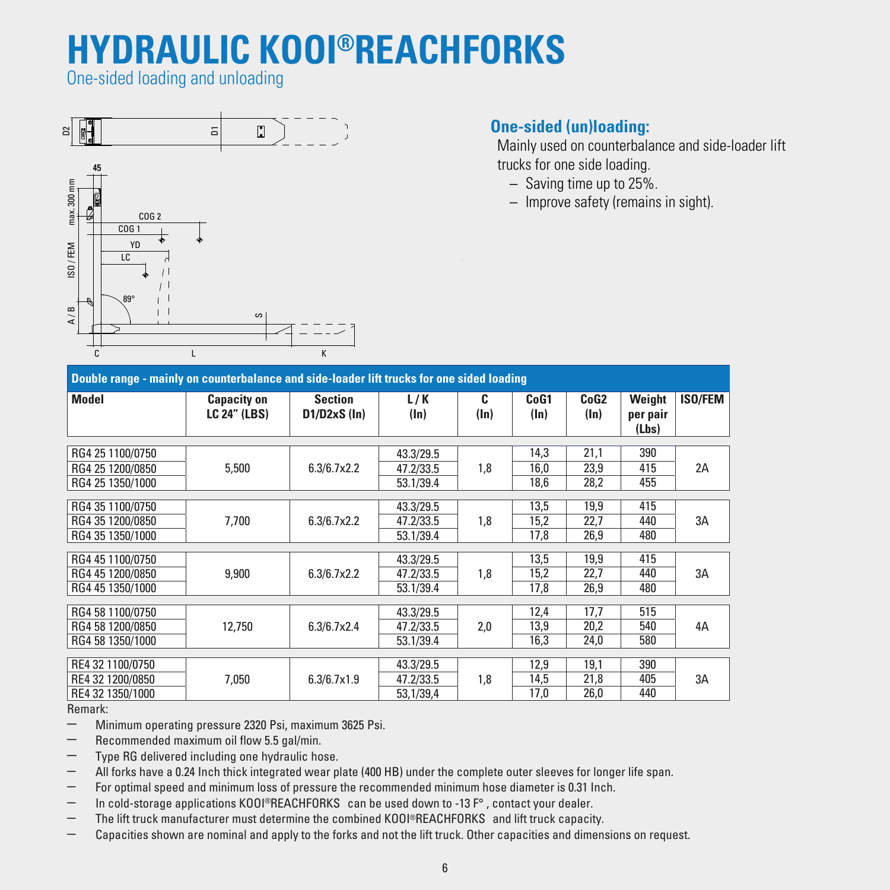# HYDRAULIC KOOI®REACHFORKS

One-sided loading and unloading

D2
D1
45
max. 300 mm
ISO / FEM
A / B
COG 2
COG 1
YD
LC
89°
S
C
L
K

### One-sided (un)loading:

Mainly used on counterbalance and side-loader lift trucks for one side loading.

- Saving time up to 25%.
- Improve safety (remains in sight).

**Double range - mainly on counterbalance and side-loader lift trucks for one sided loading**

| Model | Capacity on LC 24" (LBS) | Section D1/D2xS (In) | L / K (In) | C (In) | CoG1 (In) | CoG2 (In) | Weight per pair (Lbs) | ISO/FEM |
|---|---|---|---|---|---|---|---|---|
| RG4 25 1100/0750 | 5,500 | 6.3/6.7x2.2 | 43.3/29.5 | 1,8 | 14,3 | 21,1 | 390 | 2A |
| RG4 25 1200/0850 | | | 47.2/33.5 | | 16,0 | 23,9 | 415 | |
| RG4 25 1350/1000 | | | 53.1/39.4 | | 18,6 | 28,2 | 455 | |
| RG4 35 1100/0750 | 7,700 | 6.3/6.7x2.2 | 43.3/29.5 | 1,8 | 13,5 | 19,9 | 415 | 3A |
| RG4 35 1200/0850 | | | 47.2/33.5 | | 15,2 | 22,7 | 440 | |
| RG4 35 1350/1000 | | | 53.1/39.4 | | 17,8 | 26,9 | 480 | |
| RG4 45 1100/0750 | 9,900 | 6.3/6.7x2.2 | 43.3/29.5 | 1,8 | 13,5 | 19,9 | 415 | 3A |
| RG4 45 1200/0850 | | | 47.2/33.5 | | 15,2 | 22,7 | 440 | |
| RG4 45 1350/1000 | | | 53.1/39.4 | | 17,8 | 26,9 | 480 | |
| RG4 58 1100/0750 | 12,750 | 6.3/6.7x2.4 | 43.3/29.5 | 2,0 | 12,4 | 17,7 | 515 | 4A |
| RG4 58 1200/0850 | | | 47.2/33.5 | | 13,9 | 20,2 | 540 | |
| RG4 58 1350/1000 | | | 53.1/39.4 | | 16,3 | 24,0 | 580 | |
| RE4 32 1100/0750 | 7,050 | 6.3/6.7x1.9 | 43.3/29.5 | 1,8 | 12,9 | 19,1 | 390 | 3A |
| RE4 32 1200/0850 | | | 47.2/33.5 | | 14,5 | 21,8 | 405 | |
| RE4 32 1350/1000 | | | 53,1/39,4 | | 17,0 | 26,0 | 440 | |

Remark:

- Minimum operating pressure 2320 Psi, maximum 3625 Psi.
- Recommended maximum oil flow 5.5 gal/min.
- Type RG delivered including one hydraulic hose.
- All forks have a 0.24 Inch thick integrated wear plate (400 HB) under the complete outer sleeves for longer life span.
- For optimal speed and minimum loss of pressure the recommended minimum hose diameter is 0.31 Inch.
- In cold-storage applications KOOI®REACHFORKS can be used down to -13 F°, contact your dealer.
- The lift truck manufacturer must determine the combined KOOI®REACHFORKS and lift truck capacity.
- Capacities shown are nominal and apply to the forks and not the lift truck. Other capacities and dimensions on request.